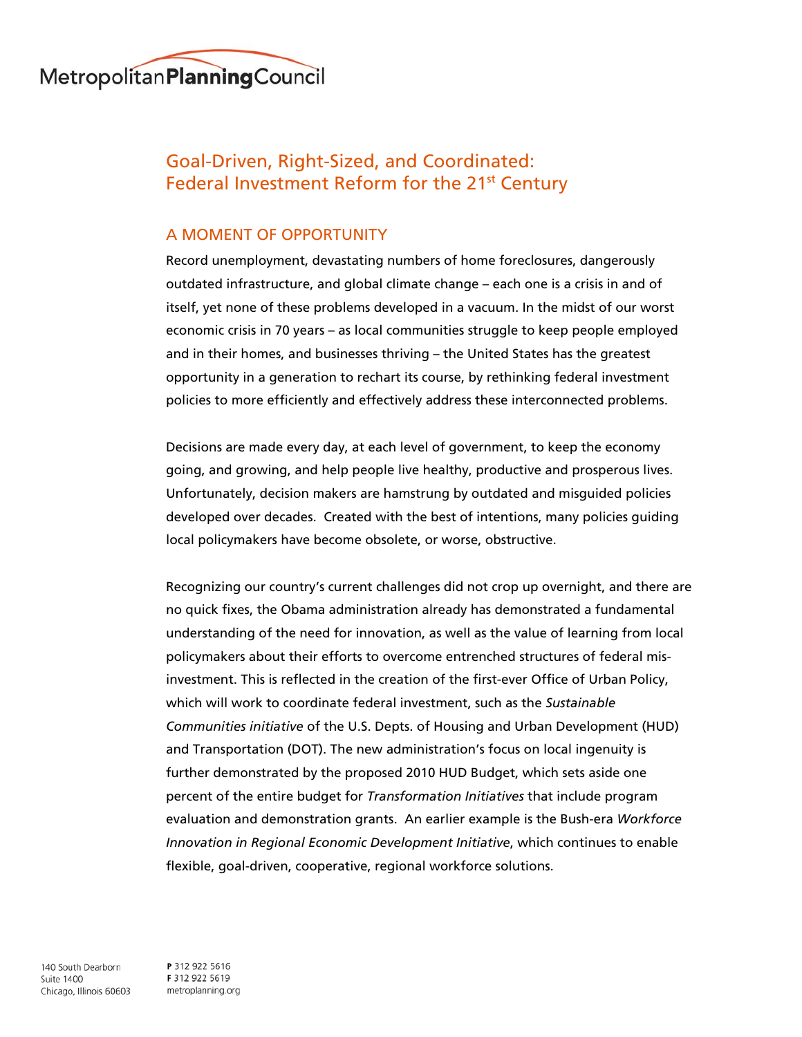Metropolitan**Planning**Council

# Goal-Driven, Right-Sized, and Coordinated: Federal Investment Reform for the 21st Century

## A MOMENT OF OPPORTUNITY

Record unemployment, devastating numbers of home foreclosures, dangerously outdated infrastructure, and global climate change – each one is a crisis in and of itself, yet none of these problems developed in a vacuum. In the midst of our worst economic crisis in 70 years – as local communities struggle to keep people employed and in their homes, and businesses thriving – the United States has the greatest opportunity in a generation to rechart its course, by rethinking federal investment policies to more efficiently and effectively address these interconnected problems.

Decisions are made every day, at each level of government, to keep the economy going, and growing, and help people live healthy, productive and prosperous lives. Unfortunately, decision makers are hamstrung by outdated and misguided policies developed over decades. Created with the best of intentions, many policies guiding local policymakers have become obsolete, or worse, obstructive.

Recognizing our country's current challenges did not crop up overnight, and there are no quick fixes, the Obama administration already has demonstrated a fundamental understanding of the need for innovation, as well as the value of learning from local policymakers about their efforts to overcome entrenched structures of federal mis-investment. This is reflected in the creation of the first-ever Office of Urban Policy, which will work to coordinate federal investment, such as the *Sustainable Communities initiative* of the U.S. Depts. of Housing and Urban Development (HUD) and Transportation (DOT). The new administration's focus on local ingenuity is further demonstrated by the proposed 2010 HUD Budget, which sets aside one percent of the entire budget for *Transformation Initiatives* that include program evaluation and demonstration grants. An earlier example is the Bush-era *Workforce Innovation in Regional Economic Development Initiative*, which continues to enable flexible, goal-driven, cooperative, regional workforce solutions.

140 South Dearborn
Suite 1400
Chicago, Illinois 60603

**P** 312 922 5616
**F** 312 922 5619
metroplanning.org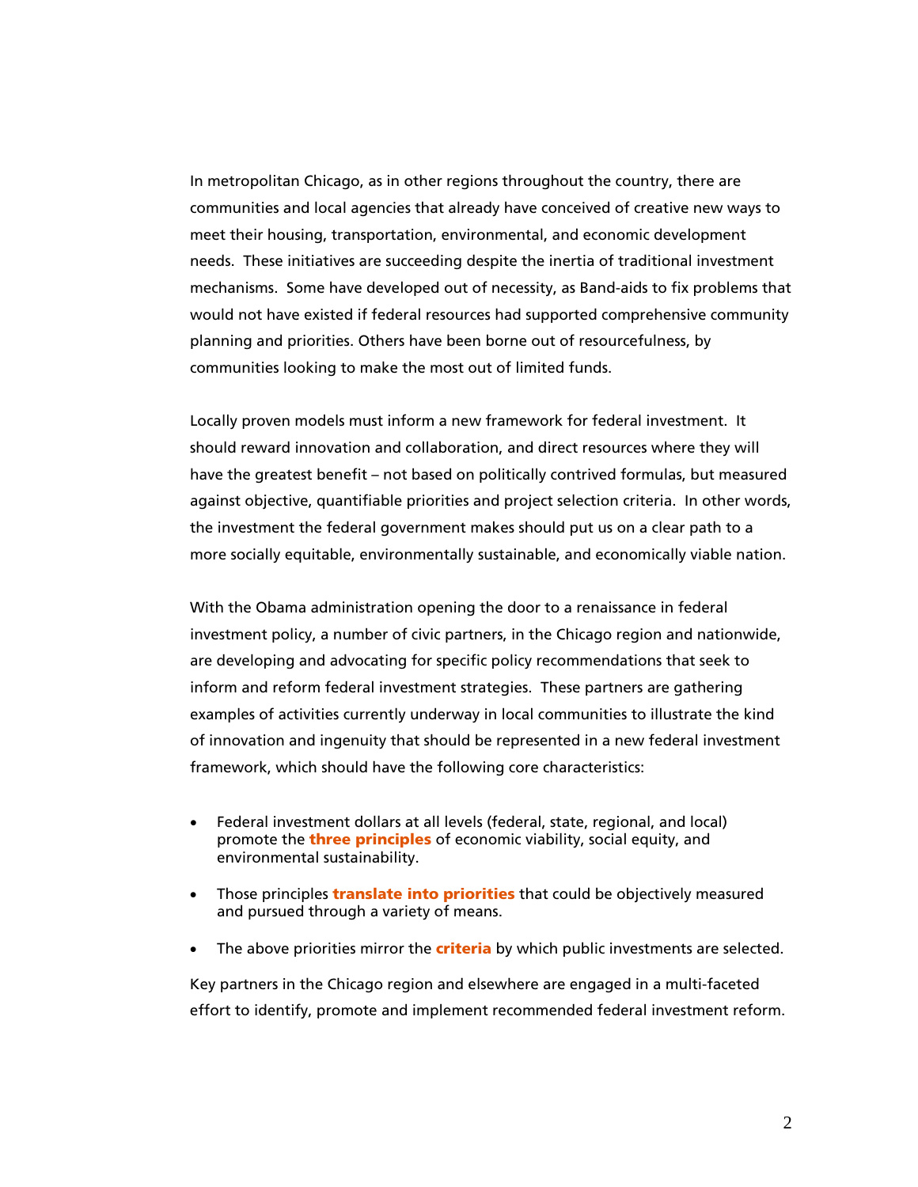In metropolitan Chicago, as in other regions throughout the country, there are communities and local agencies that already have conceived of creative new ways to meet their housing, transportation, environmental, and economic development needs. These initiatives are succeeding despite the inertia of traditional investment mechanisms. Some have developed out of necessity, as Band-aids to fix problems that would not have existed if federal resources had supported comprehensive community planning and priorities. Others have been borne out of resourcefulness, by communities looking to make the most out of limited funds.

Locally proven models must inform a new framework for federal investment. It should reward innovation and collaboration, and direct resources where they will have the greatest benefit – not based on politically contrived formulas, but measured against objective, quantifiable priorities and project selection criteria. In other words, the investment the federal government makes should put us on a clear path to a more socially equitable, environmentally sustainable, and economically viable nation.

With the Obama administration opening the door to a renaissance in federal investment policy, a number of civic partners, in the Chicago region and nationwide, are developing and advocating for specific policy recommendations that seek to inform and reform federal investment strategies. These partners are gathering examples of activities currently underway in local communities to illustrate the kind of innovation and ingenuity that should be represented in a new federal investment framework, which should have the following core characteristics:

- Federal investment dollars at all levels (federal, state, regional, and local) promote the **three principles** of economic viability, social equity, and environmental sustainability.
- Those principles **translate into priorities** that could be objectively measured and pursued through a variety of means.
- The above priorities mirror the **criteria** by which public investments are selected.

Key partners in the Chicago region and elsewhere are engaged in a multi-faceted effort to identify, promote and implement recommended federal investment reform.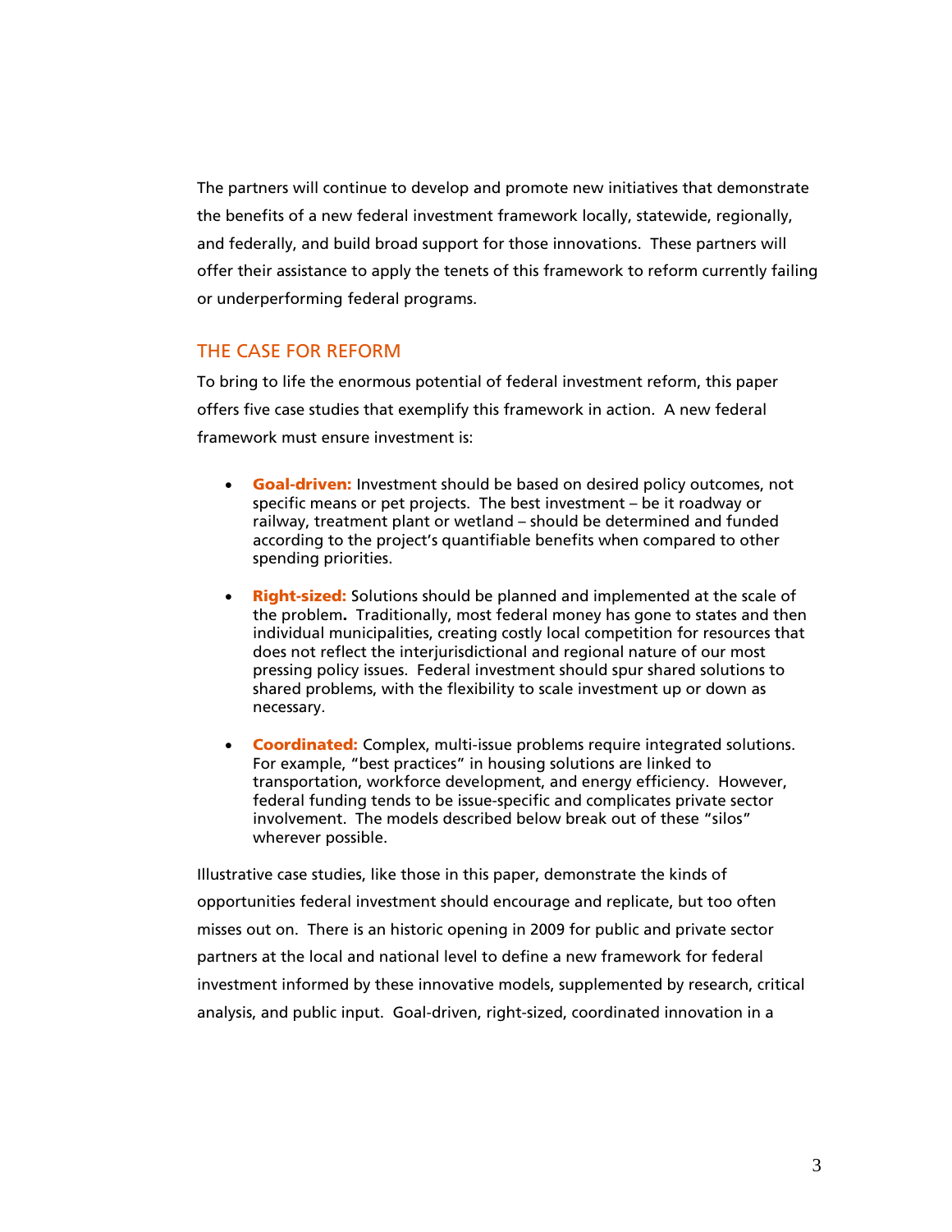The partners will continue to develop and promote new initiatives that demonstrate the benefits of a new federal investment framework locally, statewide, regionally, and federally, and build broad support for those innovations. These partners will offer their assistance to apply the tenets of this framework to reform currently failing or underperforming federal programs.

## THE CASE FOR REFORM

To bring to life the enormous potential of federal investment reform, this paper offers five case studies that exemplify this framework in action. A new federal framework must ensure investment is:

- **Goal-driven:** Investment should be based on desired policy outcomes, not specific means or pet projects. The best investment – be it roadway or railway, treatment plant or wetland – should be determined and funded according to the project's quantifiable benefits when compared to other spending priorities.
- **Right-sized:** Solutions should be planned and implemented at the scale of the problem**.** Traditionally, most federal money has gone to states and then individual municipalities, creating costly local competition for resources that does not reflect the interjurisdictional and regional nature of our most pressing policy issues. Federal investment should spur shared solutions to shared problems, with the flexibility to scale investment up or down as necessary.
- **Coordinated:** Complex, multi-issue problems require integrated solutions. For example, "best practices" in housing solutions are linked to transportation, workforce development, and energy efficiency. However, federal funding tends to be issue-specific and complicates private sector involvement. The models described below break out of these "silos" wherever possible.

Illustrative case studies, like those in this paper, demonstrate the kinds of opportunities federal investment should encourage and replicate, but too often misses out on. There is an historic opening in 2009 for public and private sector partners at the local and national level to define a new framework for federal investment informed by these innovative models, supplemented by research, critical analysis, and public input. Goal-driven, right-sized, coordinated innovation in a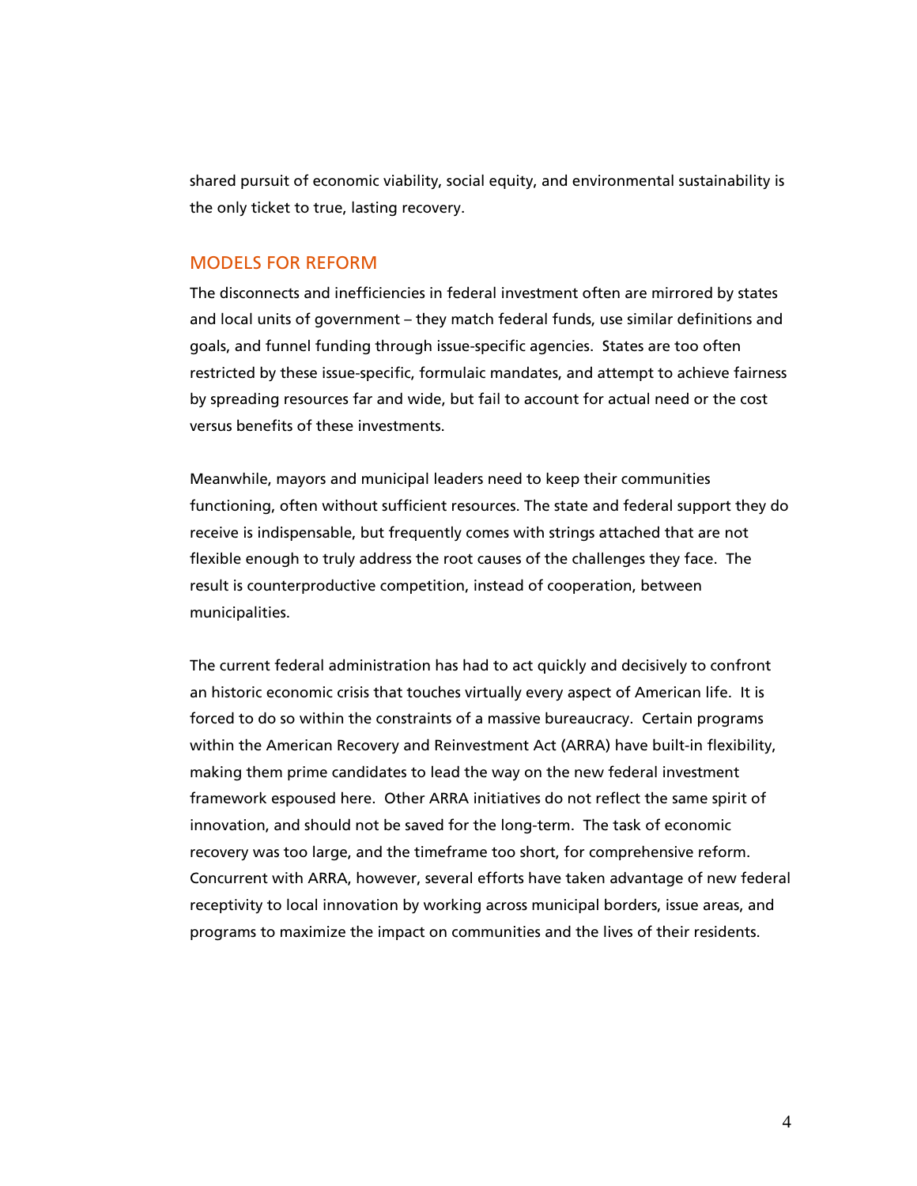shared pursuit of economic viability, social equity, and environmental sustainability is the only ticket to true, lasting recovery.

## MODELS FOR REFORM

The disconnects and inefficiencies in federal investment often are mirrored by states and local units of government – they match federal funds, use similar definitions and goals, and funnel funding through issue-specific agencies. States are too often restricted by these issue-specific, formulaic mandates, and attempt to achieve fairness by spreading resources far and wide, but fail to account for actual need or the cost versus benefits of these investments.

Meanwhile, mayors and municipal leaders need to keep their communities functioning, often without sufficient resources. The state and federal support they do receive is indispensable, but frequently comes with strings attached that are not flexible enough to truly address the root causes of the challenges they face. The result is counterproductive competition, instead of cooperation, between municipalities.

The current federal administration has had to act quickly and decisively to confront an historic economic crisis that touches virtually every aspect of American life. It is forced to do so within the constraints of a massive bureaucracy. Certain programs within the American Recovery and Reinvestment Act (ARRA) have built-in flexibility, making them prime candidates to lead the way on the new federal investment framework espoused here. Other ARRA initiatives do not reflect the same spirit of innovation, and should not be saved for the long-term. The task of economic recovery was too large, and the timeframe too short, for comprehensive reform. Concurrent with ARRA, however, several efforts have taken advantage of new federal receptivity to local innovation by working across municipal borders, issue areas, and programs to maximize the impact on communities and the lives of their residents.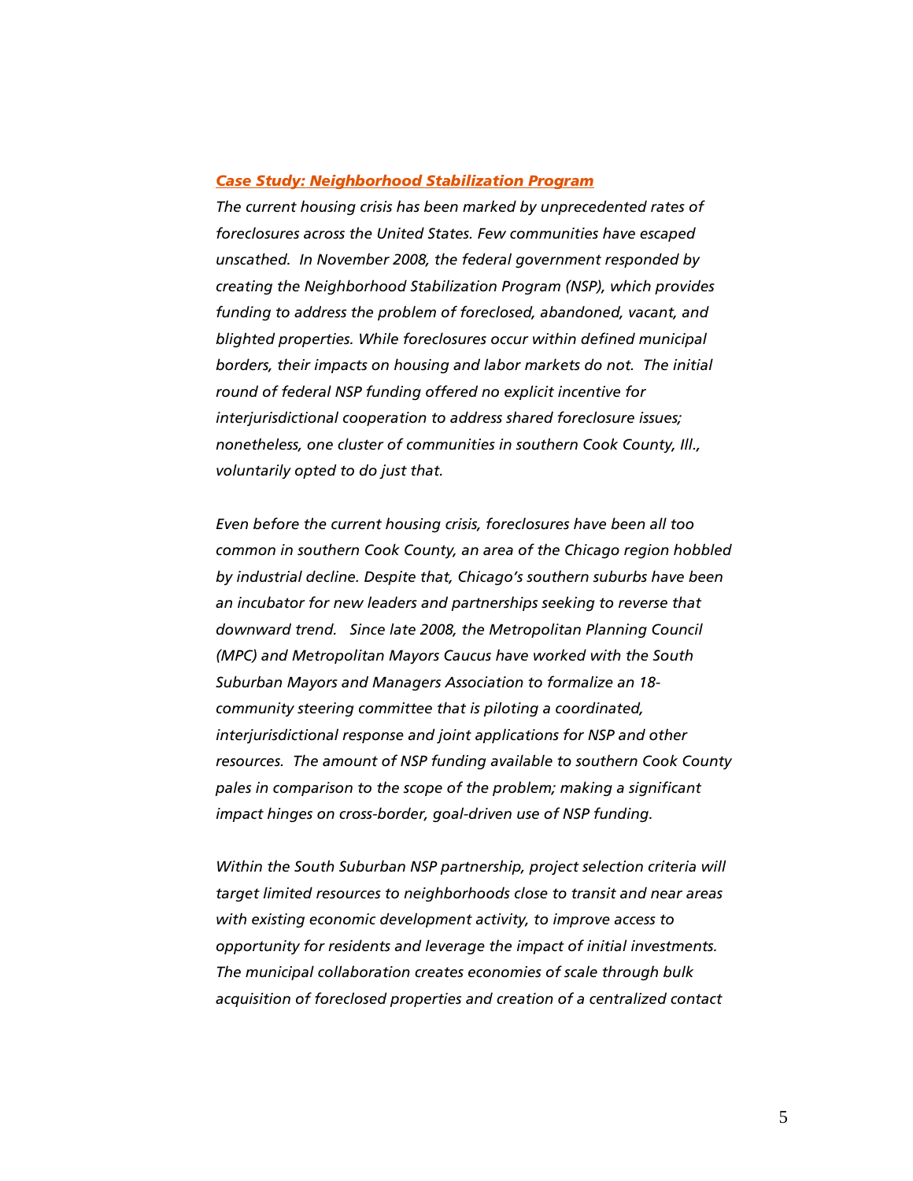***Case Study: Neighborhood Stabilization Program***

*The current housing crisis has been marked by unprecedented rates of foreclosures across the United States. Few communities have escaped unscathed. In November 2008, the federal government responded by creating the Neighborhood Stabilization Program (NSP), which provides funding to address the problem of foreclosed, abandoned, vacant, and blighted properties. While foreclosures occur within defined municipal borders, their impacts on housing and labor markets do not. The initial round of federal NSP funding offered no explicit incentive for interjurisdictional cooperation to address shared foreclosure issues; nonetheless, one cluster of communities in southern Cook County, Ill., voluntarily opted to do just that.*

*Even before the current housing crisis, foreclosures have been all too common in southern Cook County, an area of the Chicago region hobbled by industrial decline. Despite that, Chicago's southern suburbs have been an incubator for new leaders and partnerships seeking to reverse that downward trend. Since late 2008, the Metropolitan Planning Council (MPC) and Metropolitan Mayors Caucus have worked with the South Suburban Mayors and Managers Association to formalize an 18-community steering committee that is piloting a coordinated, interjurisdictional response and joint applications for NSP and other resources. The amount of NSP funding available to southern Cook County pales in comparison to the scope of the problem; making a significant impact hinges on cross-border, goal-driven use of NSP funding.*

*Within the South Suburban NSP partnership, project selection criteria will target limited resources to neighborhoods close to transit and near areas with existing economic development activity, to improve access to opportunity for residents and leverage the impact of initial investments. The municipal collaboration creates economies of scale through bulk acquisition of foreclosed properties and creation of a centralized contact*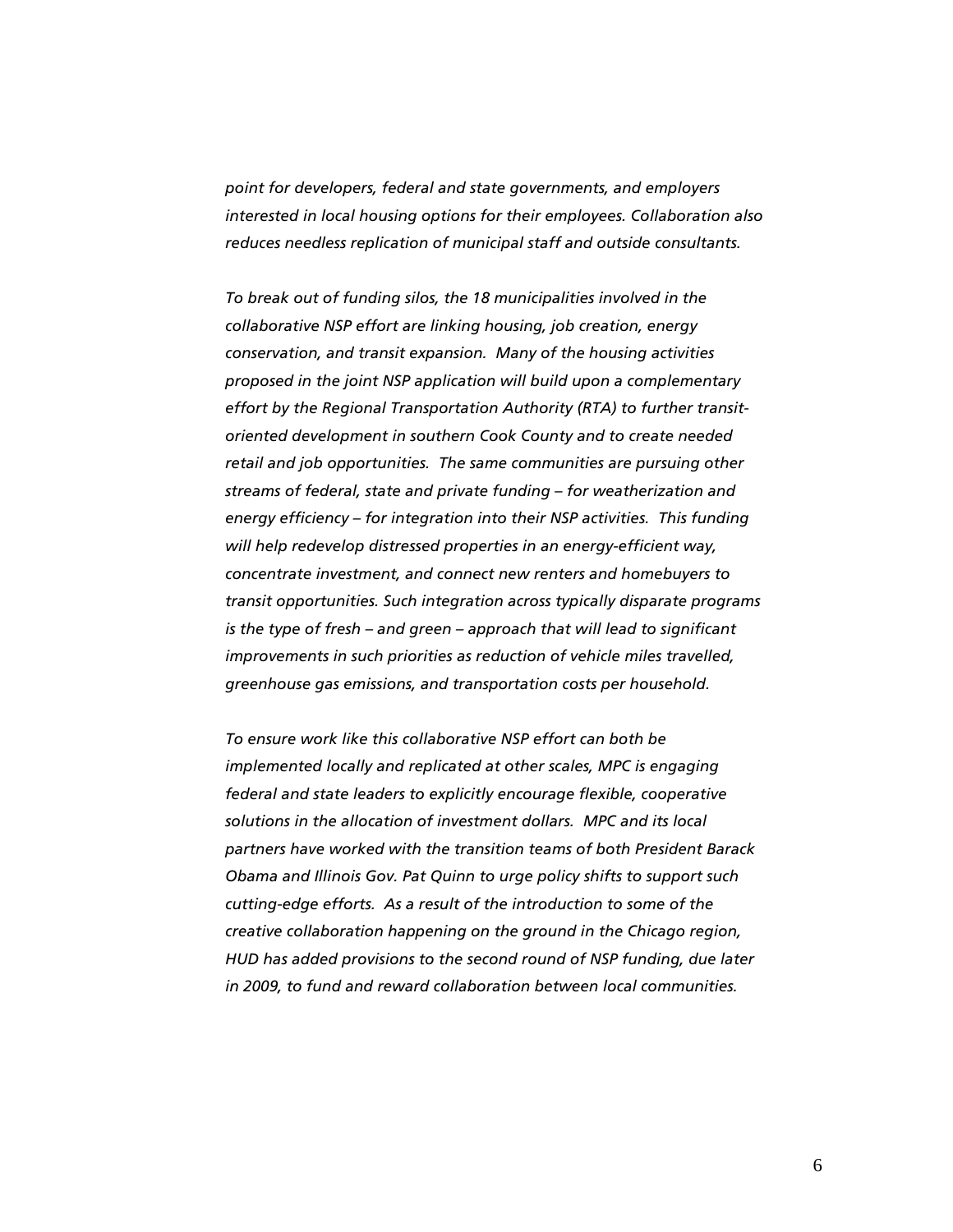*point for developers, federal and state governments, and employers interested in local housing options for their employees. Collaboration also reduces needless replication of municipal staff and outside consultants.*

*To break out of funding silos, the 18 municipalities involved in the collaborative NSP effort are linking housing, job creation, energy conservation, and transit expansion. Many of the housing activities proposed in the joint NSP application will build upon a complementary effort by the Regional Transportation Authority (RTA) to further transit-oriented development in southern Cook County and to create needed retail and job opportunities. The same communities are pursuing other streams of federal, state and private funding – for weatherization and energy efficiency – for integration into their NSP activities. This funding will help redevelop distressed properties in an energy-efficient way, concentrate investment, and connect new renters and homebuyers to transit opportunities. Such integration across typically disparate programs is the type of fresh – and green – approach that will lead to significant improvements in such priorities as reduction of vehicle miles travelled, greenhouse gas emissions, and transportation costs per household.*

*To ensure work like this collaborative NSP effort can both be implemented locally and replicated at other scales, MPC is engaging federal and state leaders to explicitly encourage flexible, cooperative solutions in the allocation of investment dollars. MPC and its local partners have worked with the transition teams of both President Barack Obama and Illinois Gov. Pat Quinn to urge policy shifts to support such cutting-edge efforts. As a result of the introduction to some of the creative collaboration happening on the ground in the Chicago region, HUD has added provisions to the second round of NSP funding, due later in 2009, to fund and reward collaboration between local communities.*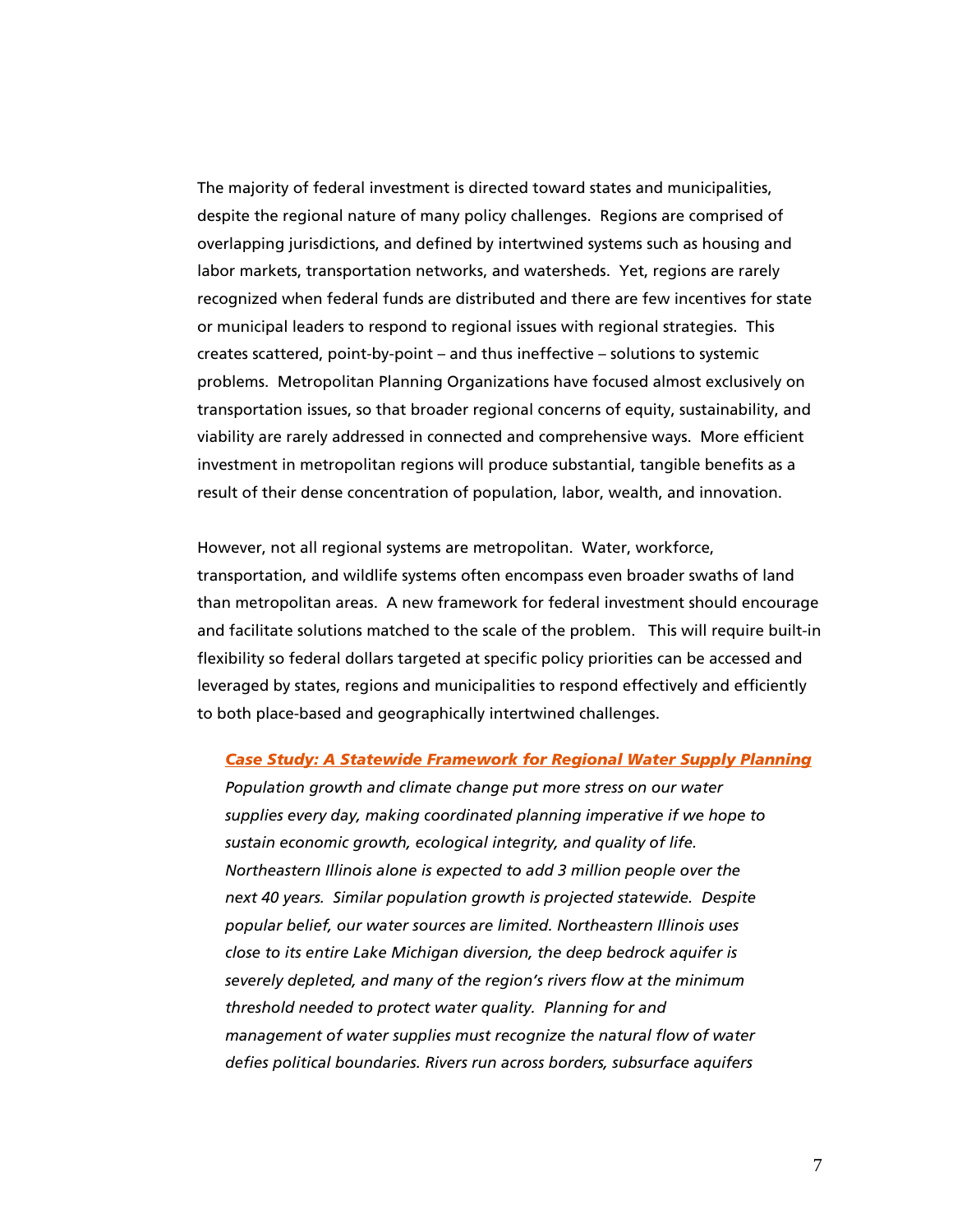The majority of federal investment is directed toward states and municipalities, despite the regional nature of many policy challenges. Regions are comprised of overlapping jurisdictions, and defined by intertwined systems such as housing and labor markets, transportation networks, and watersheds. Yet, regions are rarely recognized when federal funds are distributed and there are few incentives for state or municipal leaders to respond to regional issues with regional strategies. This creates scattered, point-by-point – and thus ineffective – solutions to systemic problems. Metropolitan Planning Organizations have focused almost exclusively on transportation issues, so that broader regional concerns of equity, sustainability, and viability are rarely addressed in connected and comprehensive ways. More efficient investment in metropolitan regions will produce substantial, tangible benefits as a result of their dense concentration of population, labor, wealth, and innovation.

However, not all regional systems are metropolitan. Water, workforce, transportation, and wildlife systems often encompass even broader swaths of land than metropolitan areas. A new framework for federal investment should encourage and facilitate solutions matched to the scale of the problem. This will require built-in flexibility so federal dollars targeted at specific policy priorities can be accessed and leveraged by states, regions and municipalities to respond effectively and efficiently to both place-based and geographically intertwined challenges.

> ***Case Study: A Statewide Framework for Regional Water Supply Planning***
>
> *Population growth and climate change put more stress on our water supplies every day, making coordinated planning imperative if we hope to sustain economic growth, ecological integrity, and quality of life. Northeastern Illinois alone is expected to add 3 million people over the next 40 years. Similar population growth is projected statewide. Despite popular belief, our water sources are limited. Northeastern Illinois uses close to its entire Lake Michigan diversion, the deep bedrock aquifer is severely depleted, and many of the region's rivers flow at the minimum threshold needed to protect water quality. Planning for and management of water supplies must recognize the natural flow of water defies political boundaries. Rivers run across borders, subsurface aquifers*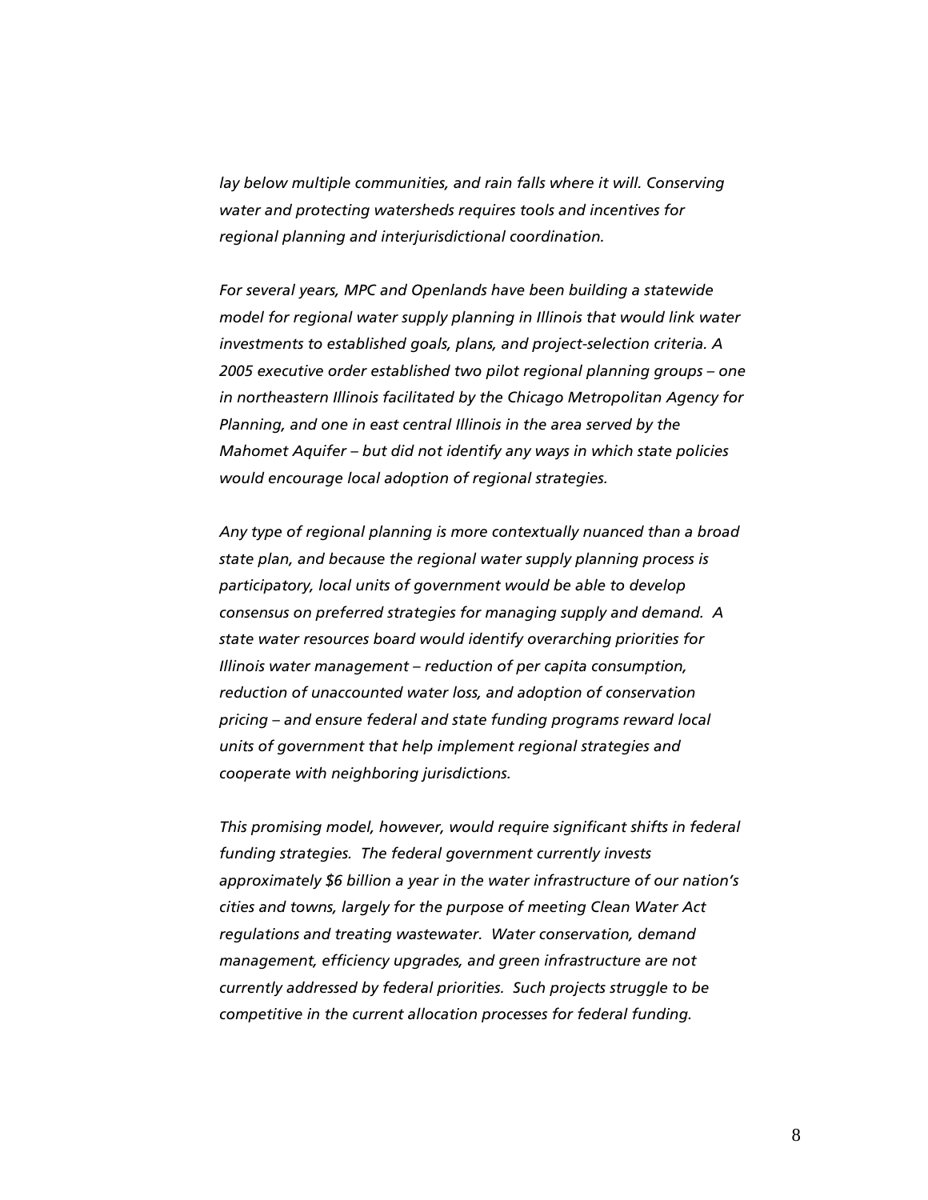*lay below multiple communities, and rain falls where it will. Conserving water and protecting watersheds requires tools and incentives for regional planning and interjurisdictional coordination.*

*For several years, MPC and Openlands have been building a statewide model for regional water supply planning in Illinois that would link water investments to established goals, plans, and project-selection criteria. A 2005 executive order established two pilot regional planning groups – one in northeastern Illinois facilitated by the Chicago Metropolitan Agency for Planning, and one in east central Illinois in the area served by the Mahomet Aquifer – but did not identify any ways in which state policies would encourage local adoption of regional strategies.*

*Any type of regional planning is more contextually nuanced than a broad state plan, and because the regional water supply planning process is participatory, local units of government would be able to develop consensus on preferred strategies for managing supply and demand. A state water resources board would identify overarching priorities for Illinois water management – reduction of per capita consumption, reduction of unaccounted water loss, and adoption of conservation pricing – and ensure federal and state funding programs reward local units of government that help implement regional strategies and cooperate with neighboring jurisdictions.*

*This promising model, however, would require significant shifts in federal funding strategies. The federal government currently invests approximately $6 billion a year in the water infrastructure of our nation's cities and towns, largely for the purpose of meeting Clean Water Act regulations and treating wastewater. Water conservation, demand management, efficiency upgrades, and green infrastructure are not currently addressed by federal priorities. Such projects struggle to be competitive in the current allocation processes for federal funding.*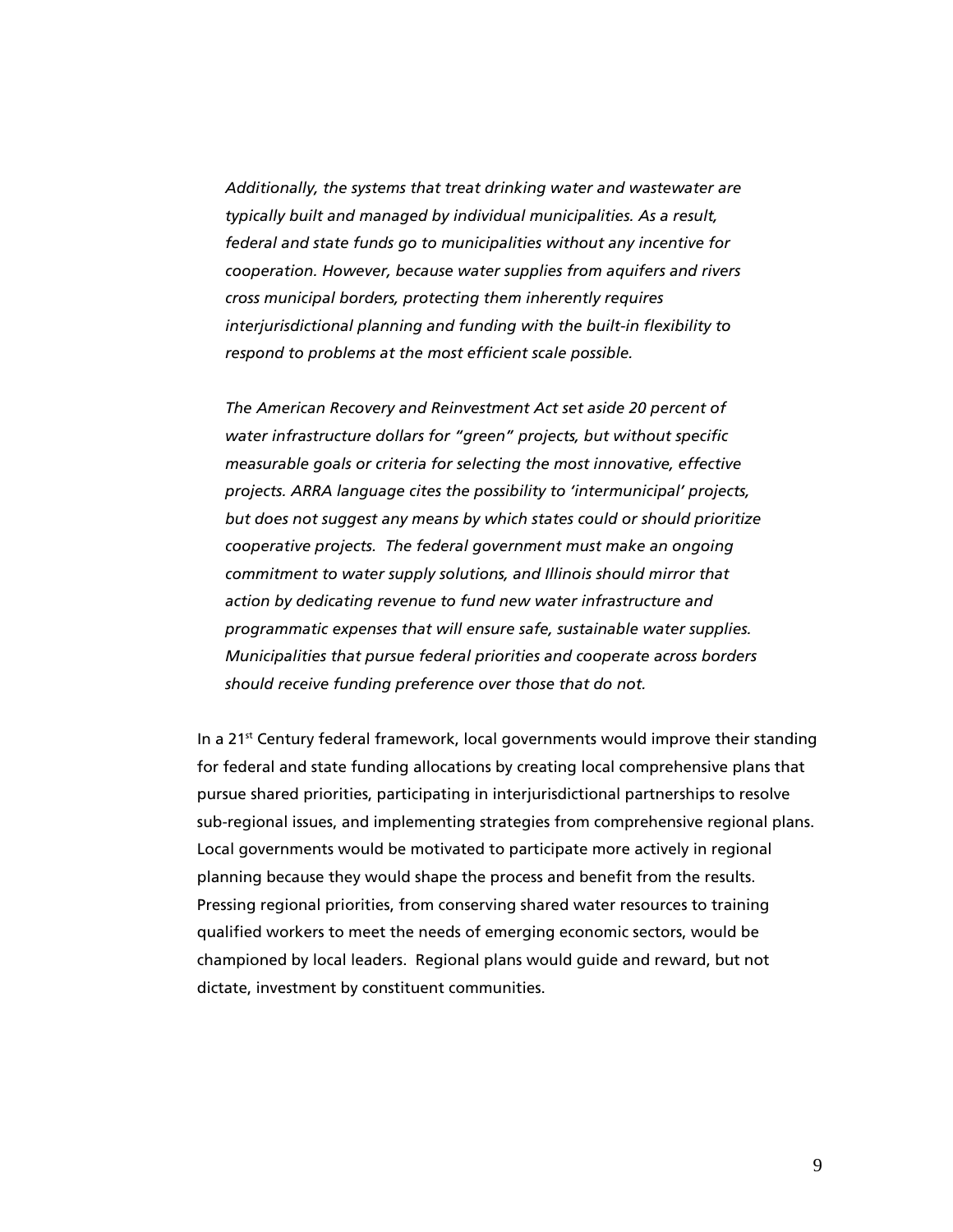*Additionally, the systems that treat drinking water and wastewater are typically built and managed by individual municipalities. As a result, federal and state funds go to municipalities without any incentive for cooperation. However, because water supplies from aquifers and rivers cross municipal borders, protecting them inherently requires interjurisdictional planning and funding with the built-in flexibility to respond to problems at the most efficient scale possible.*

*The American Recovery and Reinvestment Act set aside 20 percent of water infrastructure dollars for "green" projects, but without specific measurable goals or criteria for selecting the most innovative, effective projects. ARRA language cites the possibility to 'intermunicipal' projects, but does not suggest any means by which states could or should prioritize cooperative projects. The federal government must make an ongoing commitment to water supply solutions, and Illinois should mirror that action by dedicating revenue to fund new water infrastructure and programmatic expenses that will ensure safe, sustainable water supplies. Municipalities that pursue federal priorities and cooperate across borders should receive funding preference over those that do not.*

In a 21st Century federal framework, local governments would improve their standing for federal and state funding allocations by creating local comprehensive plans that pursue shared priorities, participating in interjurisdictional partnerships to resolve sub-regional issues, and implementing strategies from comprehensive regional plans. Local governments would be motivated to participate more actively in regional planning because they would shape the process and benefit from the results. Pressing regional priorities, from conserving shared water resources to training qualified workers to meet the needs of emerging economic sectors, would be championed by local leaders. Regional plans would guide and reward, but not dictate, investment by constituent communities.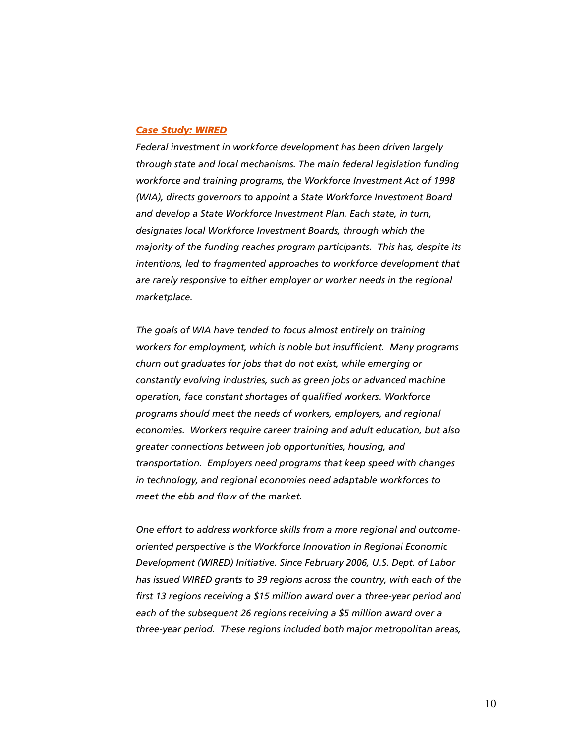***Case Study: WIRED***

*Federal investment in workforce development has been driven largely through state and local mechanisms. The main federal legislation funding workforce and training programs, the Workforce Investment Act of 1998 (WIA), directs governors to appoint a State Workforce Investment Board and develop a State Workforce Investment Plan. Each state, in turn, designates local Workforce Investment Boards, through which the majority of the funding reaches program participants. This has, despite its intentions, led to fragmented approaches to workforce development that are rarely responsive to either employer or worker needs in the regional marketplace.*

*The goals of WIA have tended to focus almost entirely on training workers for employment, which is noble but insufficient. Many programs churn out graduates for jobs that do not exist, while emerging or constantly evolving industries, such as green jobs or advanced machine operation, face constant shortages of qualified workers. Workforce programs should meet the needs of workers, employers, and regional economies. Workers require career training and adult education, but also greater connections between job opportunities, housing, and transportation. Employers need programs that keep speed with changes in technology, and regional economies need adaptable workforces to meet the ebb and flow of the market.*

*One effort to address workforce skills from a more regional and outcome-oriented perspective is the Workforce Innovation in Regional Economic Development (WIRED) Initiative. Since February 2006, U.S. Dept. of Labor has issued WIRED grants to 39 regions across the country, with each of the first 13 regions receiving a $15 million award over a three-year period and each of the subsequent 26 regions receiving a $5 million award over a three-year period. These regions included both major metropolitan areas,*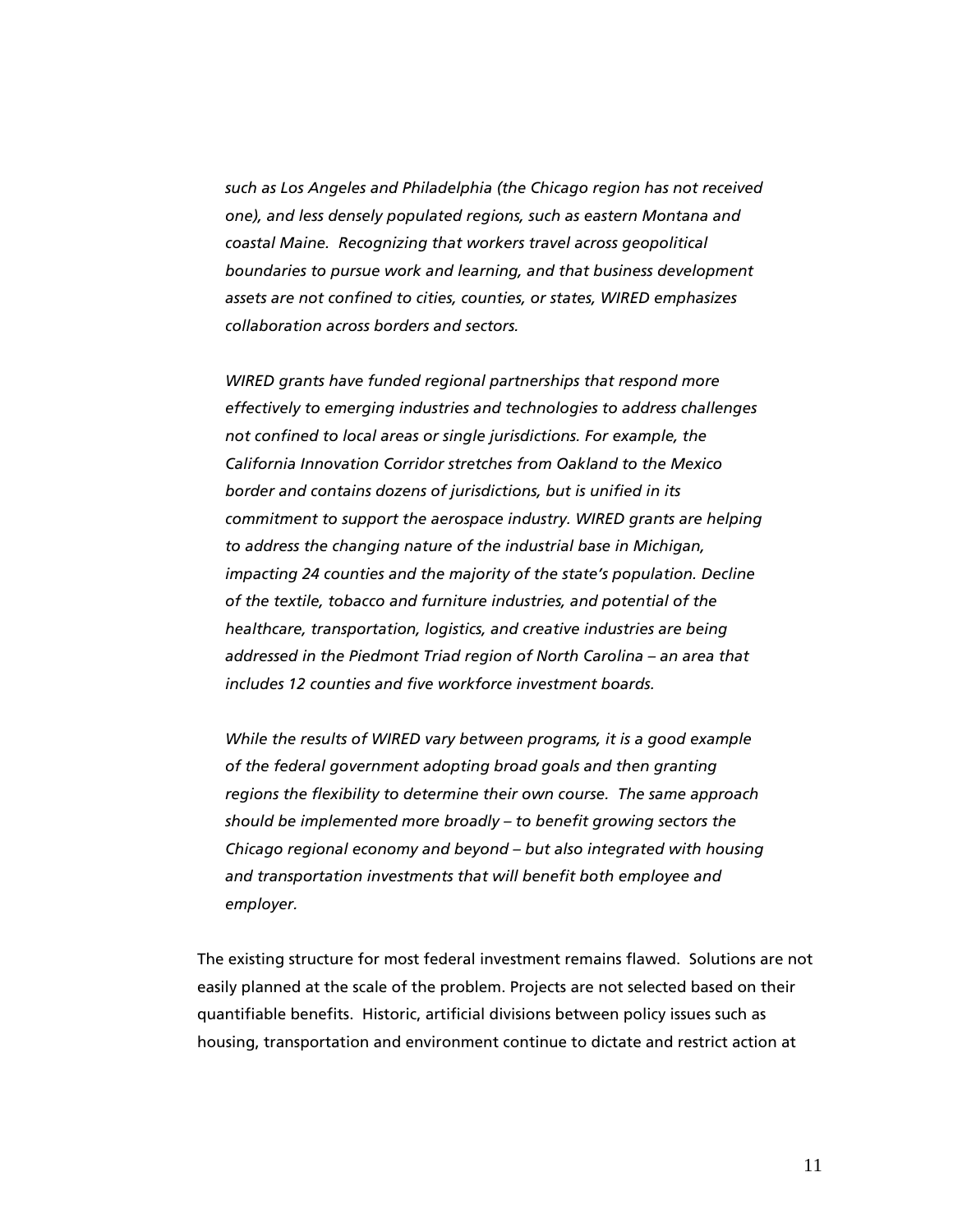*such as Los Angeles and Philadelphia (the Chicago region has not received one), and less densely populated regions, such as eastern Montana and coastal Maine. Recognizing that workers travel across geopolitical boundaries to pursue work and learning, and that business development assets are not confined to cities, counties, or states, WIRED emphasizes collaboration across borders and sectors.*

*WIRED grants have funded regional partnerships that respond more effectively to emerging industries and technologies to address challenges not confined to local areas or single jurisdictions. For example, the California Innovation Corridor stretches from Oakland to the Mexico border and contains dozens of jurisdictions, but is unified in its commitment to support the aerospace industry. WIRED grants are helping to address the changing nature of the industrial base in Michigan, impacting 24 counties and the majority of the state's population. Decline of the textile, tobacco and furniture industries, and potential of the healthcare, transportation, logistics, and creative industries are being addressed in the Piedmont Triad region of North Carolina – an area that includes 12 counties and five workforce investment boards.*

*While the results of WIRED vary between programs, it is a good example of the federal government adopting broad goals and then granting regions the flexibility to determine their own course. The same approach should be implemented more broadly – to benefit growing sectors the Chicago regional economy and beyond – but also integrated with housing and transportation investments that will benefit both employee and employer.*

The existing structure for most federal investment remains flawed. Solutions are not easily planned at the scale of the problem. Projects are not selected based on their quantifiable benefits. Historic, artificial divisions between policy issues such as housing, transportation and environment continue to dictate and restrict action at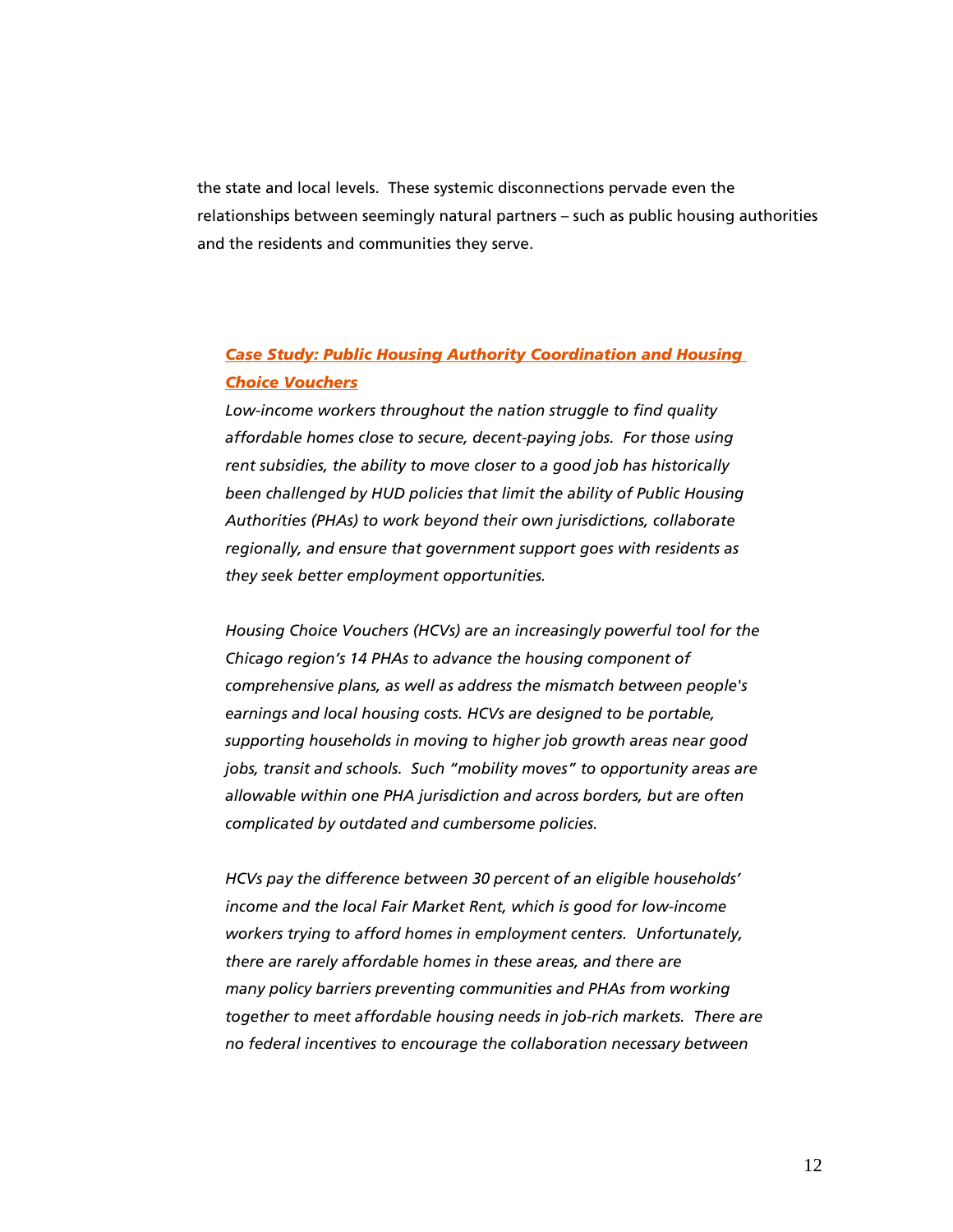the state and local levels. These systemic disconnections pervade even the relationships between seemingly natural partners – such as public housing authorities and the residents and communities they serve.

***Case Study: Public Housing Authority Coordination and Housing Choice Vouchers***

*Low-income workers throughout the nation struggle to find quality affordable homes close to secure, decent-paying jobs. For those using rent subsidies, the ability to move closer to a good job has historically been challenged by HUD policies that limit the ability of Public Housing Authorities (PHAs) to work beyond their own jurisdictions, collaborate regionally, and ensure that government support goes with residents as they seek better employment opportunities.*

*Housing Choice Vouchers (HCVs) are an increasingly powerful tool for the Chicago region's 14 PHAs to advance the housing component of comprehensive plans, as well as address the mismatch between people's earnings and local housing costs. HCVs are designed to be portable, supporting households in moving to higher job growth areas near good jobs, transit and schools. Such "mobility moves" to opportunity areas are allowable within one PHA jurisdiction and across borders, but are often complicated by outdated and cumbersome policies.*

*HCVs pay the difference between 30 percent of an eligible households' income and the local Fair Market Rent, which is good for low-income workers trying to afford homes in employment centers. Unfortunately, there are rarely affordable homes in these areas, and there are many policy barriers preventing communities and PHAs from working together to meet affordable housing needs in job-rich markets. There are no federal incentives to encourage the collaboration necessary between*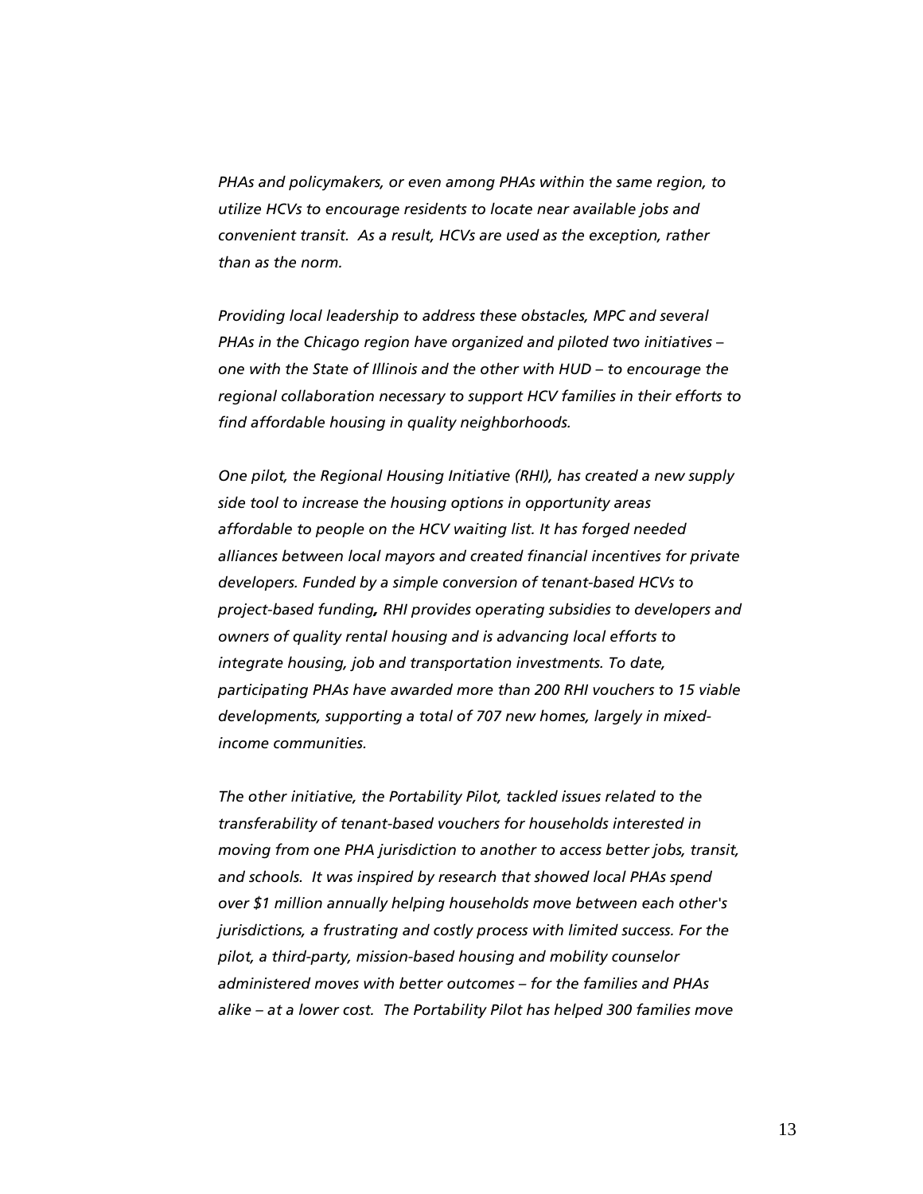*PHAs and policymakers, or even among PHAs within the same region, to utilize HCVs to encourage residents to locate near available jobs and convenient transit. As a result, HCVs are used as the exception, rather than as the norm.*

*Providing local leadership to address these obstacles, MPC and several PHAs in the Chicago region have organized and piloted two initiatives – one with the State of Illinois and the other with HUD – to encourage the regional collaboration necessary to support HCV families in their efforts to find affordable housing in quality neighborhoods.*

*One pilot, the Regional Housing Initiative (RHI), has created a new supply side tool to increase the housing options in opportunity areas affordable to people on the HCV waiting list. It has forged needed alliances between local mayors and created financial incentives for private developers. Funded by a simple conversion of tenant-based HCVs to project-based funding, RHI provides operating subsidies to developers and owners of quality rental housing and is advancing local efforts to integrate housing, job and transportation investments. To date, participating PHAs have awarded more than 200 RHI vouchers to 15 viable developments, supporting a total of 707 new homes, largely in mixed-income communities.*

*The other initiative, the Portability Pilot, tackled issues related to the transferability of tenant-based vouchers for households interested in moving from one PHA jurisdiction to another to access better jobs, transit, and schools. It was inspired by research that showed local PHAs spend over $1 million annually helping households move between each other's jurisdictions, a frustrating and costly process with limited success. For the pilot, a third-party, mission-based housing and mobility counselor administered moves with better outcomes – for the families and PHAs alike – at a lower cost. The Portability Pilot has helped 300 families move*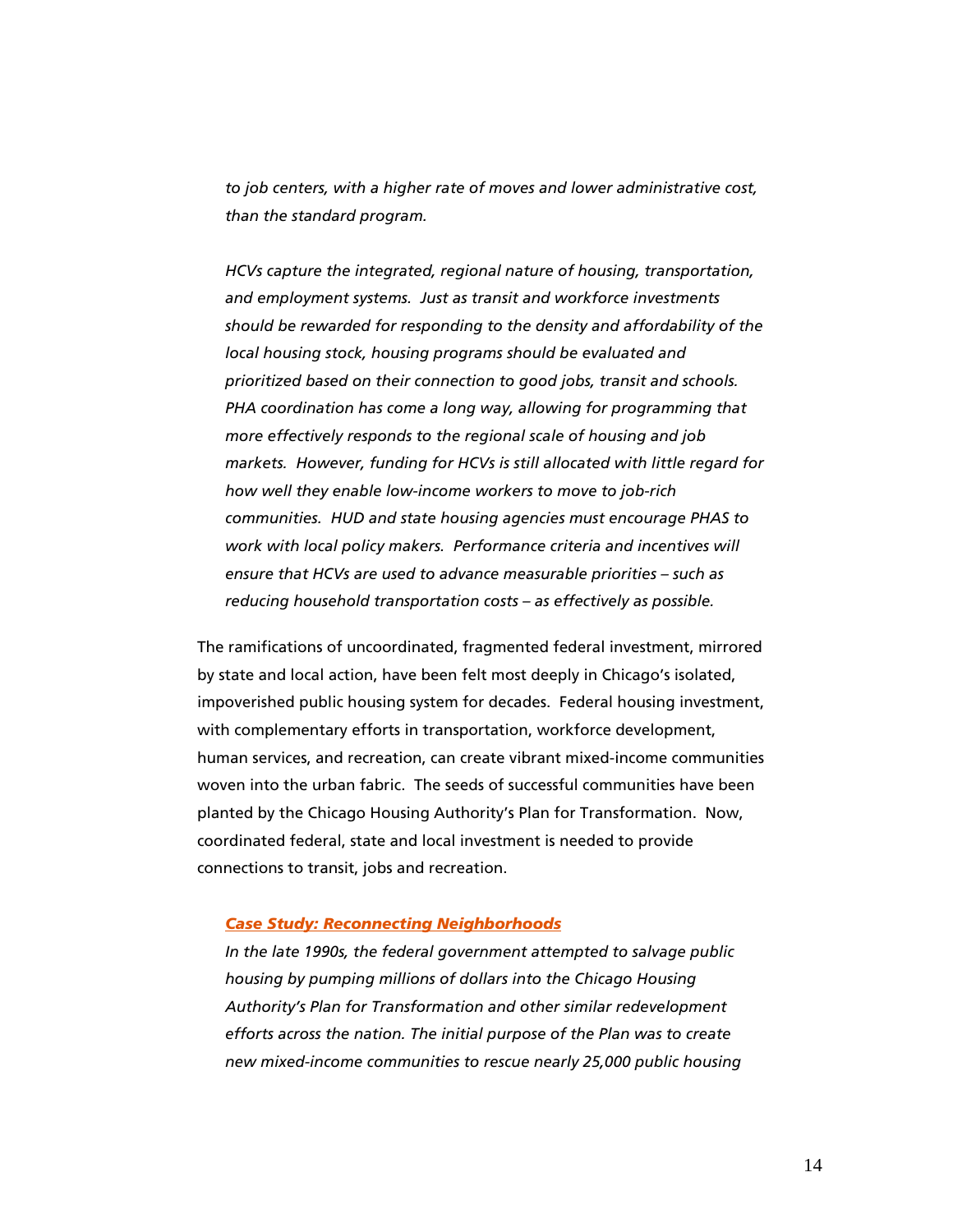*to job centers, with a higher rate of moves and lower administrative cost, than the standard program.*

*HCVs capture the integrated, regional nature of housing, transportation, and employment systems. Just as transit and workforce investments should be rewarded for responding to the density and affordability of the local housing stock, housing programs should be evaluated and prioritized based on their connection to good jobs, transit and schools. PHA coordination has come a long way, allowing for programming that more effectively responds to the regional scale of housing and job markets. However, funding for HCVs is still allocated with little regard for how well they enable low-income workers to move to job-rich communities. HUD and state housing agencies must encourage PHAS to work with local policy makers. Performance criteria and incentives will ensure that HCVs are used to advance measurable priorities – such as reducing household transportation costs – as effectively as possible.*

The ramifications of uncoordinated, fragmented federal investment, mirrored by state and local action, have been felt most deeply in Chicago's isolated, impoverished public housing system for decades. Federal housing investment, with complementary efforts in transportation, workforce development, human services, and recreation, can create vibrant mixed-income communities woven into the urban fabric. The seeds of successful communities have been planted by the Chicago Housing Authority's Plan for Transformation. Now, coordinated federal, state and local investment is needed to provide connections to transit, jobs and recreation.

***Case Study: Reconnecting Neighborhoods***

*In the late 1990s, the federal government attempted to salvage public housing by pumping millions of dollars into the Chicago Housing Authority's Plan for Transformation and other similar redevelopment efforts across the nation. The initial purpose of the Plan was to create new mixed-income communities to rescue nearly 25,000 public housing*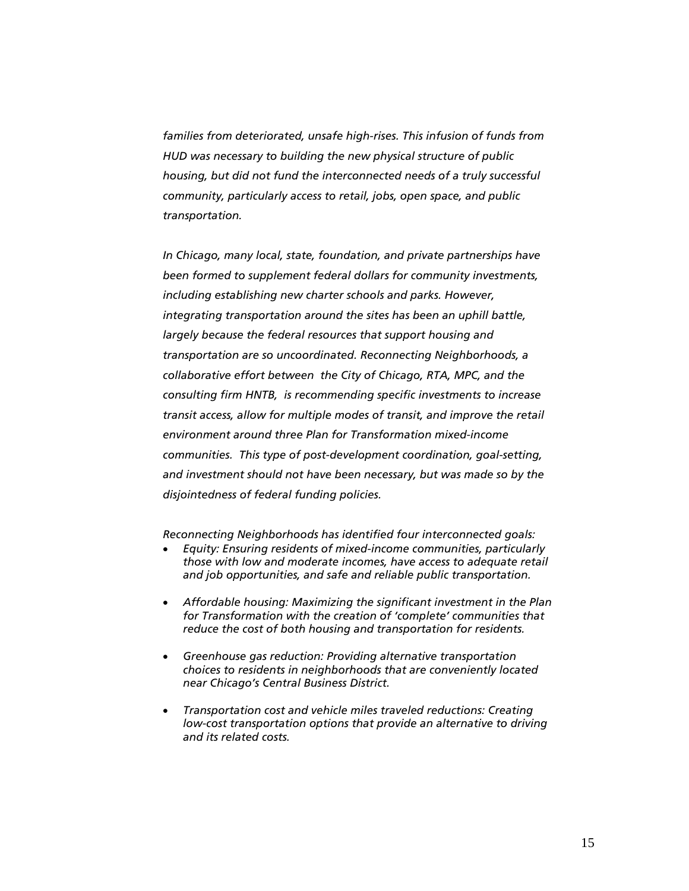*families from deteriorated, unsafe high-rises. This infusion of funds from HUD was necessary to building the new physical structure of public housing, but did not fund the interconnected needs of a truly successful community, particularly access to retail, jobs, open space, and public transportation.*

*In Chicago, many local, state, foundation, and private partnerships have been formed to supplement federal dollars for community investments, including establishing new charter schools and parks. However, integrating transportation around the sites has been an uphill battle, largely because the federal resources that support housing and transportation are so uncoordinated. Reconnecting Neighborhoods, a collaborative effort between the City of Chicago, RTA, MPC, and the consulting firm HNTB, is recommending specific investments to increase transit access, allow for multiple modes of transit, and improve the retail environment around three Plan for Transformation mixed-income communities. This type of post-development coordination, goal-setting, and investment should not have been necessary, but was made so by the disjointedness of federal funding policies.*

*Reconnecting Neighborhoods has identified four interconnected goals:*

- *Equity: Ensuring residents of mixed-income communities, particularly those with low and moderate incomes, have access to adequate retail and job opportunities, and safe and reliable public transportation.*
- *Affordable housing: Maximizing the significant investment in the Plan for Transformation with the creation of 'complete' communities that reduce the cost of both housing and transportation for residents.*
- *Greenhouse gas reduction: Providing alternative transportation choices to residents in neighborhoods that are conveniently located near Chicago's Central Business District.*
- *Transportation cost and vehicle miles traveled reductions: Creating low-cost transportation options that provide an alternative to driving and its related costs.*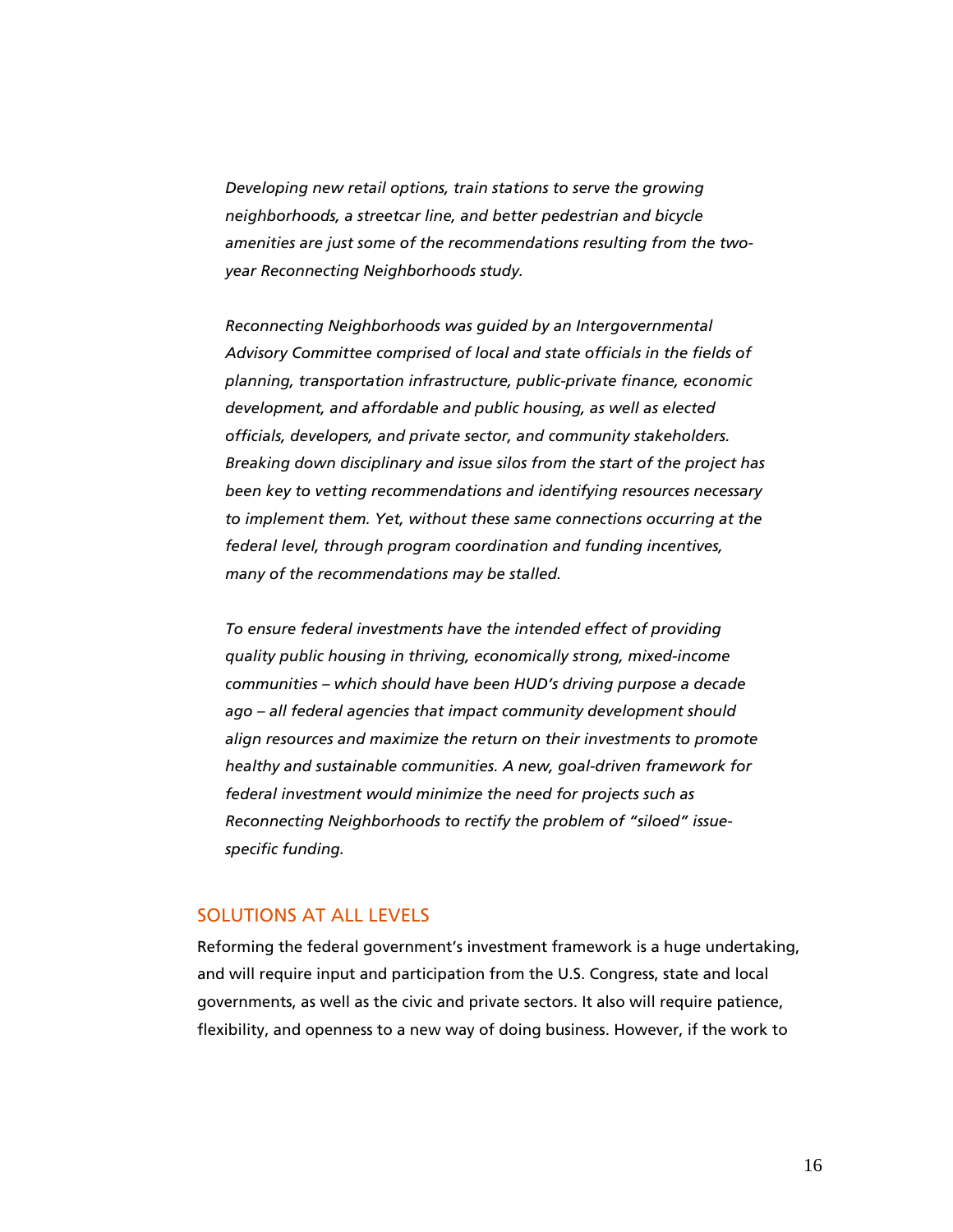*Developing new retail options, train stations to serve the growing neighborhoods, a streetcar line, and better pedestrian and bicycle amenities are just some of the recommendations resulting from the two-year Reconnecting Neighborhoods study.*

*Reconnecting Neighborhoods was guided by an Intergovernmental Advisory Committee comprised of local and state officials in the fields of planning, transportation infrastructure, public-private finance, economic development, and affordable and public housing, as well as elected officials, developers, and private sector, and community stakeholders. Breaking down disciplinary and issue silos from the start of the project has been key to vetting recommendations and identifying resources necessary to implement them. Yet, without these same connections occurring at the federal level, through program coordination and funding incentives, many of the recommendations may be stalled.*

*To ensure federal investments have the intended effect of providing quality public housing in thriving, economically strong, mixed-income communities – which should have been HUD's driving purpose a decade ago – all federal agencies that impact community development should align resources and maximize the return on their investments to promote healthy and sustainable communities. A new, goal-driven framework for federal investment would minimize the need for projects such as Reconnecting Neighborhoods to rectify the problem of "siloed" issue-specific funding.*

## SOLUTIONS AT ALL LEVELS

Reforming the federal government's investment framework is a huge undertaking, and will require input and participation from the U.S. Congress, state and local governments, as well as the civic and private sectors. It also will require patience, flexibility, and openness to a new way of doing business. However, if the work to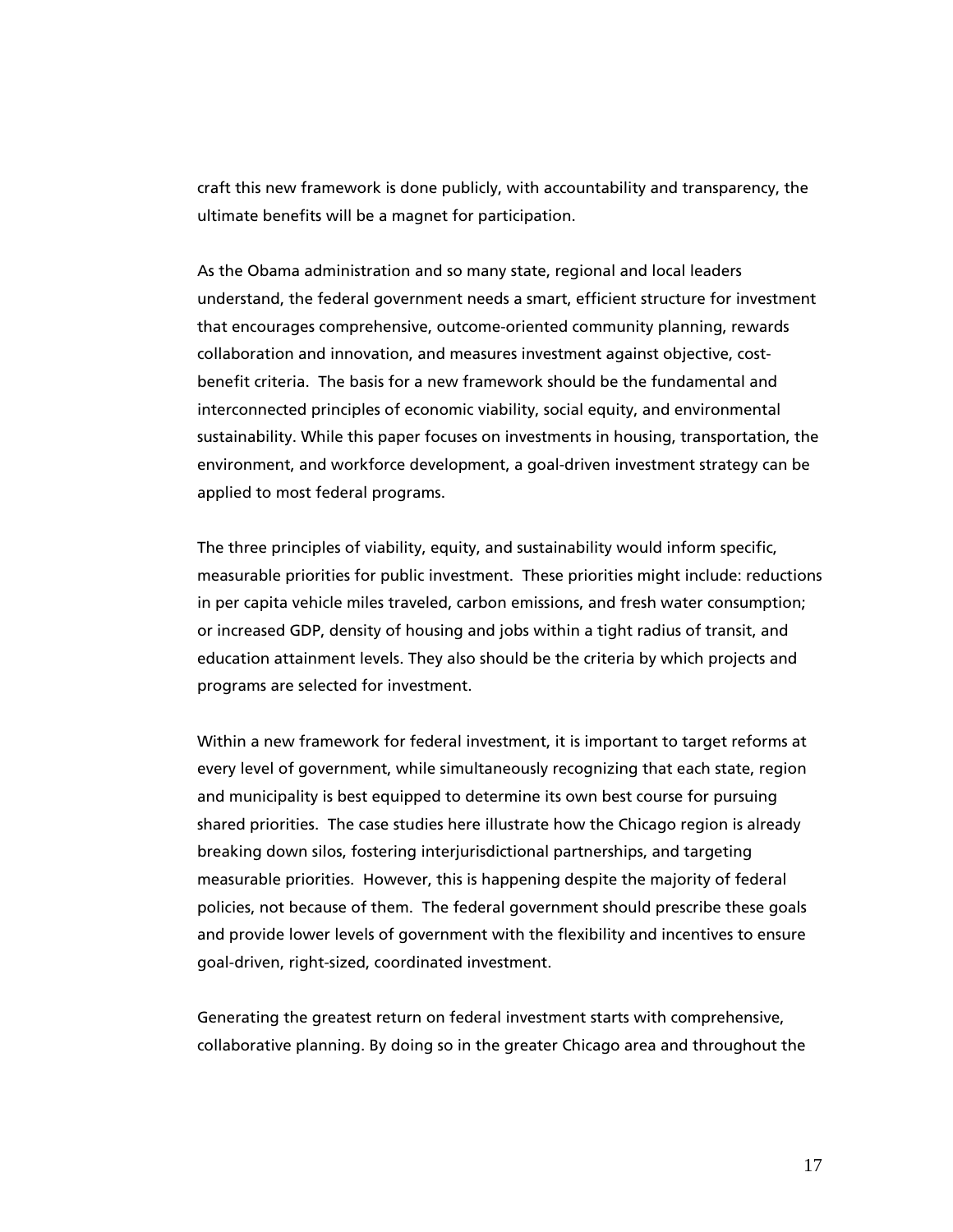craft this new framework is done publicly, with accountability and transparency, the ultimate benefits will be a magnet for participation.

As the Obama administration and so many state, regional and local leaders understand, the federal government needs a smart, efficient structure for investment that encourages comprehensive, outcome-oriented community planning, rewards collaboration and innovation, and measures investment against objective, cost-benefit criteria. The basis for a new framework should be the fundamental and interconnected principles of economic viability, social equity, and environmental sustainability. While this paper focuses on investments in housing, transportation, the environment, and workforce development, a goal-driven investment strategy can be applied to most federal programs.

The three principles of viability, equity, and sustainability would inform specific, measurable priorities for public investment. These priorities might include: reductions in per capita vehicle miles traveled, carbon emissions, and fresh water consumption; or increased GDP, density of housing and jobs within a tight radius of transit, and education attainment levels. They also should be the criteria by which projects and programs are selected for investment.

Within a new framework for federal investment, it is important to target reforms at every level of government, while simultaneously recognizing that each state, region and municipality is best equipped to determine its own best course for pursuing shared priorities. The case studies here illustrate how the Chicago region is already breaking down silos, fostering interjurisdictional partnerships, and targeting measurable priorities. However, this is happening despite the majority of federal policies, not because of them. The federal government should prescribe these goals and provide lower levels of government with the flexibility and incentives to ensure goal-driven, right-sized, coordinated investment.

Generating the greatest return on federal investment starts with comprehensive, collaborative planning. By doing so in the greater Chicago area and throughout the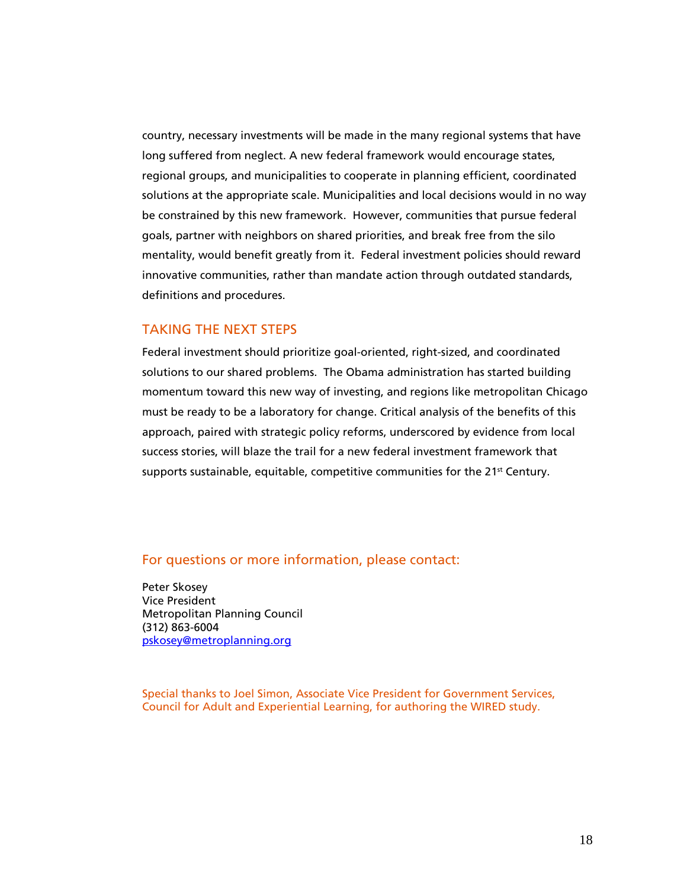country, necessary investments will be made in the many regional systems that have long suffered from neglect. A new federal framework would encourage states, regional groups, and municipalities to cooperate in planning efficient, coordinated solutions at the appropriate scale. Municipalities and local decisions would in no way be constrained by this new framework. However, communities that pursue federal goals, partner with neighbors on shared priorities, and break free from the silo mentality, would benefit greatly from it. Federal investment policies should reward innovative communities, rather than mandate action through outdated standards, definitions and procedures.

## TAKING THE NEXT STEPS

Federal investment should prioritize goal-oriented, right-sized, and coordinated solutions to our shared problems. The Obama administration has started building momentum toward this new way of investing, and regions like metropolitan Chicago must be ready to be a laboratory for change. Critical analysis of the benefits of this approach, paired with strategic policy reforms, underscored by evidence from local success stories, will blaze the trail for a new federal investment framework that supports sustainable, equitable, competitive communities for the 21st Century.

## For questions or more information, please contact:

Peter Skosey
Vice President
Metropolitan Planning Council
(312) 863-6004
pskosey@metroplanning.org

Special thanks to Joel Simon, Associate Vice President for Government Services, Council for Adult and Experiential Learning, for authoring the WIRED study.